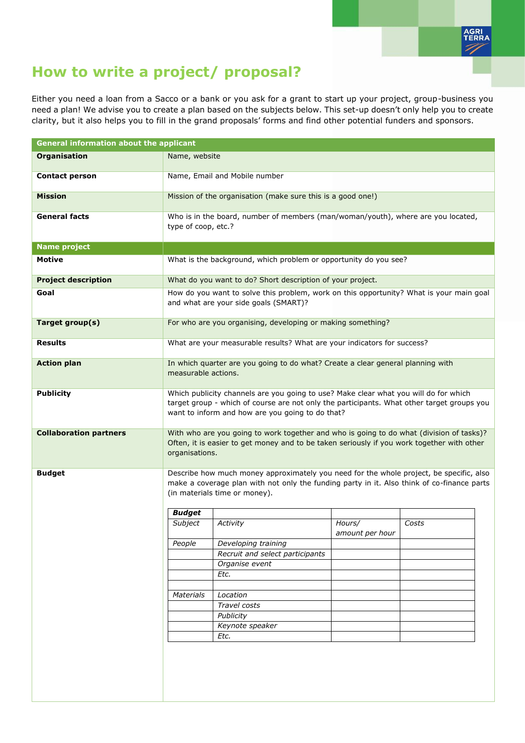# How to write a project/ proposal?

Either you need a loan from a Sacco or a bank or you ask for a grant to start up your project, group-business you need a plan! We advise you to create a plan based on the subjects below. This set-up doesn't only help you to create clarity, but it also helps you to fill in the grand proposals' forms and find other potential funders and sponsors.

| **General information about the applicant** | |
|---|---|
| **Organisation** | Name, website |
| **Contact person** | Name, Email and Mobile number |
| **Mission** | Mission of the organisation (make sure this is a good one!) |
| **General facts** | Who is in the board, number of members (man/woman/youth), where are you located, type of coop, etc.? |
| **Name project** | |
| **Motive** | What is the background, which problem or opportunity do you see? |
| **Project description** | What do you want to do? Short description of your project. |
| **Goal** | How do you want to solve this problem, work on this opportunity? What is your main goal and what are your side goals (SMART)? |
| **Target group(s)** | For who are you organising, developing or making something? |
| **Results** | What are your measurable results? What are your indicators for success? |
| **Action plan** | In which quarter are you going to do what? Create a clear general planning with measurable actions. |
| **Publicity** | Which publicity channels are you going to use? Make clear what you will do for which target group - which of course are not only the participants. What other target groups you want to inform and how are you going to do that? |
| **Collaboration partners** | With who are you going to work together and who is going to do what (division of tasks)? Often, it is easier to get money and to be taken seriously if you work together with other organisations. |
| **Budget** | Describe how much money approximately you need for the whole project, be specific, also make a coverage plan with not only the funding party in it. Also think of co-finance parts (in materials time or money). |

| ***Budget*** | | | |
|---|---|---|---|
| *Subject* | *Activity* | *Hours/ amount per hour* | *Costs* |
| *People* | *Developing training* | | |
| | *Recruit and select participants* | | |
| | *Organise event* | | |
| | *Etc.* | | |
| | | | |
| *Materials* | *Location* | | |
| | *Travel costs* | | |
| | *Publicity* | | |
| | *Keynote speaker* | | |
| | *Etc.* | | |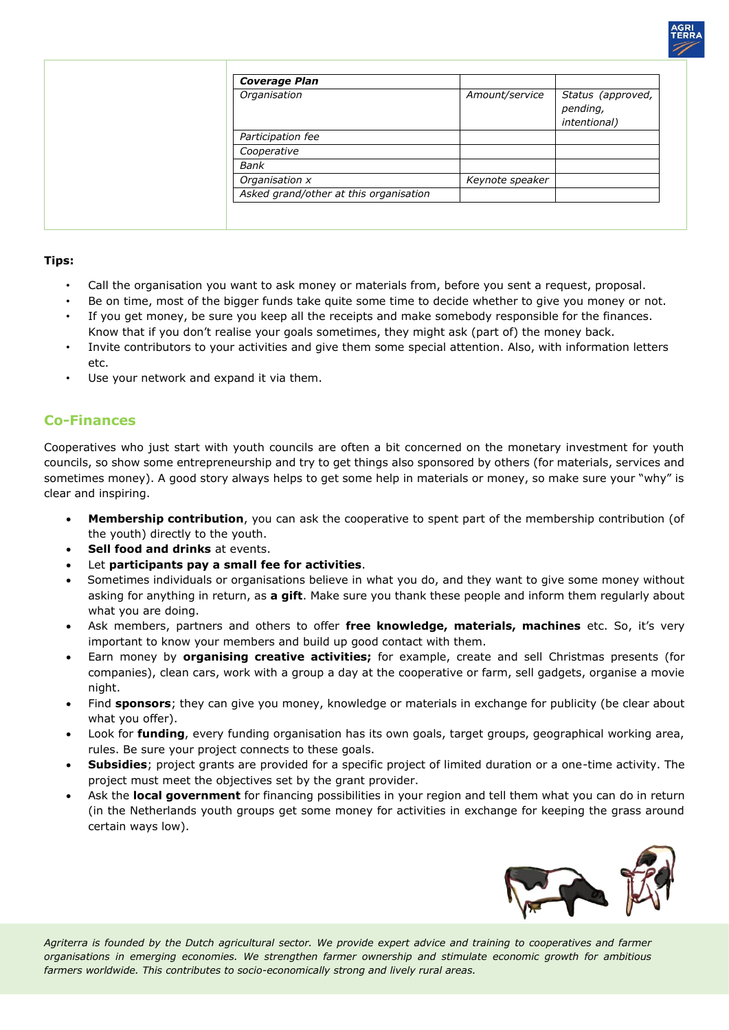| | | |
|---|---|---|
| ***Coverage Plan*** | | |
| *Organisation* | *Amount/service* | *Status (approved, pending, intentional)* |
| *Participation fee* | | |
| *Cooperative* | | |
| *Bank* | | |
| *Organisation x* | *Keynote speaker* | |
| *Asked grand/other at this organisation* | | |

**Tips:**

- Call the organisation you want to ask money or materials from, before you sent a request, proposal.
- Be on time, most of the bigger funds take quite some time to decide whether to give you money or not.
- If you get money, be sure you keep all the receipts and make somebody responsible for the finances. Know that if you don't realise your goals sometimes, they might ask (part of) the money back.
- Invite contributors to your activities and give them some special attention. Also, with information letters etc.
- Use your network and expand it via them.

## Co-Finances

Cooperatives who just start with youth councils are often a bit concerned on the monetary investment for youth councils, so show some entrepreneurship and try to get things also sponsored by others (for materials, services and sometimes money). A good story always helps to get some help in materials or money, so make sure your "why" is clear and inspiring.

- **Membership contribution**, you can ask the cooperative to spent part of the membership contribution (of the youth) directly to the youth.
- **Sell food and drinks** at events.
- Let **participants pay a small fee for activities**.
- Sometimes individuals or organisations believe in what you do, and they want to give some money without asking for anything in return, as **a gift**. Make sure you thank these people and inform them regularly about what you are doing.
- Ask members, partners and others to offer **free knowledge, materials, machines** etc. So, it's very important to know your members and build up good contact with them.
- Earn money by **organising creative activities;** for example, create and sell Christmas presents (for companies), clean cars, work with a group a day at the cooperative or farm, sell gadgets, organise a movie night.
- Find **sponsors**; they can give you money, knowledge or materials in exchange for publicity (be clear about what you offer).
- Look for **funding**, every funding organisation has its own goals, target groups, geographical working area, rules. Be sure your project connects to these goals.
- **Subsidies**; project grants are provided for a specific project of limited duration or a one-time activity. The project must meet the objectives set by the grant provider.
- Ask the **local government** for financing possibilities in your region and tell them what you can do in return (in the Netherlands youth groups get some money for activities in exchange for keeping the grass around certain ways low).